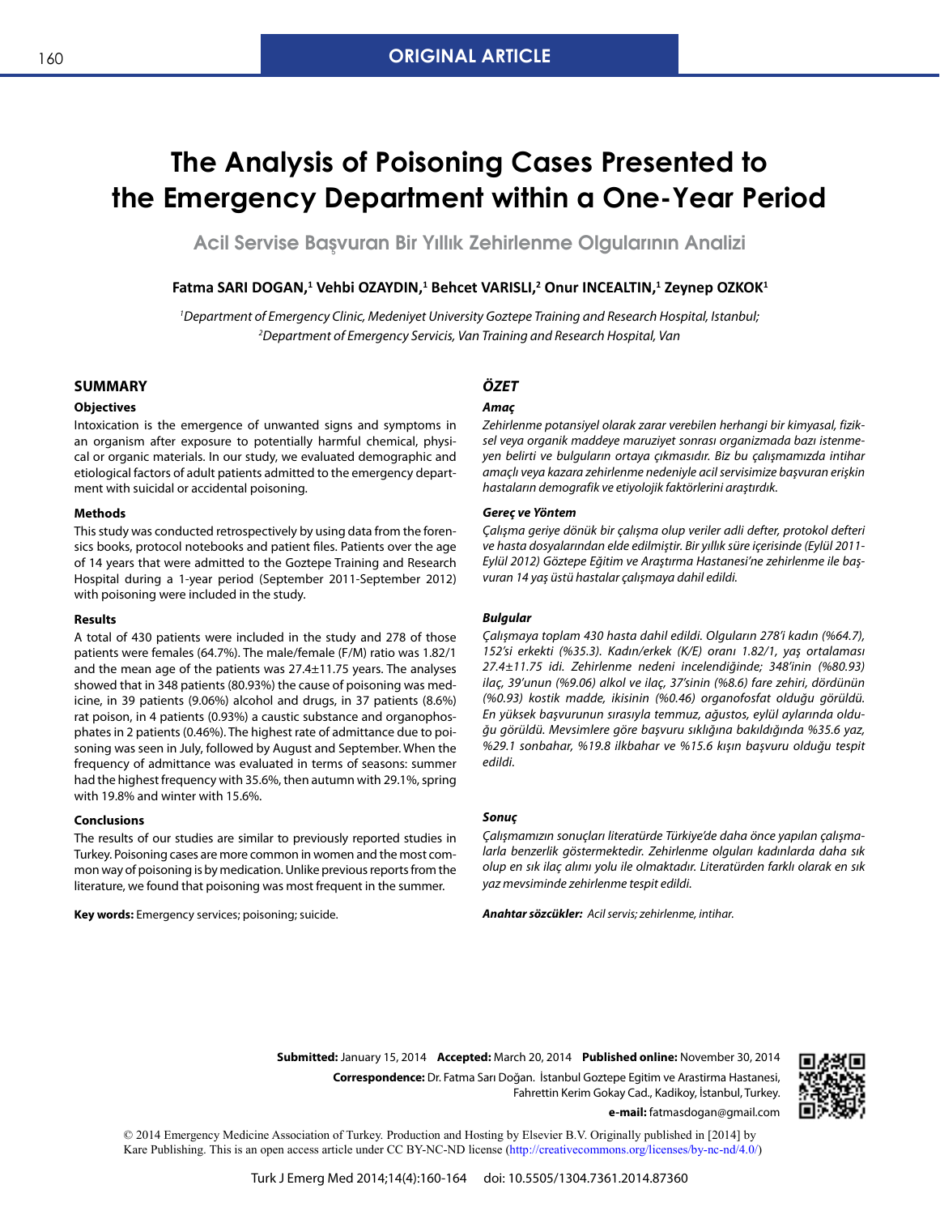ORIGINAL ARTICLE

# The Analysis of Poisoning Cases Presented to the Emergency Department within a One-Year Period

## Acil Servise Başvuran Bir Yıllık Zehirlenme Olgularının Analizi

**Fatma SARI DOGAN,[1] Vehbi OZAYDIN,[1] Behcet VARISLI,[2] Onur INCEALTIN,[1] Zeynep OZKOK[1]**

*[1]Department of Emergency Clinic, Medeniyet University Goztepe Training and Research Hospital, Istanbul;*
*[2]Department of Emergency Servicis, Van Training and Research Hospital, Van*

## SUMMARY

### Objectives

Intoxication is the emergence of unwanted signs and symptoms in an organism after exposure to potentially harmful chemical, physical or organic materials. In our study, we evaluated demographic and etiological factors of adult patients admitted to the emergency department with suicidal or accidental poisoning.

### Methods

This study was conducted retrospectively by using data from the forensics books, protocol notebooks and patient files. Patients over the age of 14 years that were admitted to the Goztepe Training and Research Hospital during a 1-year period (September 2011-September 2012) with poisoning were included in the study.

### Results

A total of 430 patients were included in the study and 278 of those patients were females (64.7%). The male/female (F/M) ratio was 1.82/1 and the mean age of the patients was 27.4±11.75 years. The analyses showed that in 348 patients (80.93%) the cause of poisoning was medicine, in 39 patients (9.06%) alcohol and drugs, in 37 patients (8.6%) rat poison, in 4 patients (0.93%) a caustic substance and organophosphates in 2 patients (0.46%). The highest rate of admittance due to poisoning was seen in July, followed by August and September. When the frequency of admittance was evaluated in terms of seasons: summer had the highest frequency with 35.6%, then autumn with 29.1%, spring with 19.8% and winter with 15.6%.

### Conclusions

The results of our studies are similar to previously reported studies in Turkey. Poisoning cases are more common in women and the most common way of poisoning is by medication. Unlike previous reports from the literature, we found that poisoning was most frequent in the summer.

**Key words:** Emergency services; poisoning; suicide.

## *ÖZET*

### *Amaç*

*Zehirlenme potansiyel olarak zarar verebilen herhangi bir kimyasal, fiziksel veya organik maddeye maruziyet sonrası organizmada bazı istenmeyen belirti ve bulguların ortaya çıkmasıdır. Biz bu çalışmamızda intihar amaçlı veya kazara zehirlenme nedeniyle acil servisimize başvuran erişkin hastaların demografik ve etiyolojik faktörlerini araştırdık.*

### *Gereç ve Yöntem*

*Çalışma geriye dönük bir çalışma olup veriler adli defter, protokol defteri ve hasta dosyalarından elde edilmiştir. Bir yıllık süre içerisinde (Eylül 2011-Eylül 2012) Göztepe Eğitim ve Araştırma Hastanesi'ne zehirlenme ile başvuran 14 yaş üstü hastalar çalışmaya dahil edildi.*

### *Bulgular*

*Çalışmaya toplam 430 hasta dahil edildi. Olguların 278'i kadın (%64.7), 152'si erkekti (%35.3). Kadın/erkek (K/E) oranı 1.82/1, yaş ortalaması 27.4±11.75 idi. Zehirlenme nedeni incelendiğinde; 348'inin (%80.93) ilaç, 39'unun (%9.06) alkol ve ilaç, 37'sinin (%8.6) fare zehiri, dördünün (%0.93) kostik madde, ikisinin (%0.46) organofosfat olduğu görüldü. En yüksek başvurunun sırasıyla temmuz, ağustos, eylül aylarında olduğu görüldü. Mevsimlere göre başvuru sıklığına bakıldığında %35.6 yaz, %29.1 sonbahar, %19.8 ilkbahar ve %15.6 kışın başvuru olduğu tespit edildi.*

### *Sonuç*

*Çalışmamızın sonuçları literatürde Türkiye'de daha önce yapılan çalışmalarla benzerlik göstermektedir. Zehirlenme olguları kadınlarda daha sık olup en sık ilaç alımı yolu ile olmaktadır. Literatürden farklı olarak en sık yaz mevsiminde zehirlenme tespit edildi.*

***Anahtar sözcükler:*** *Acil servis; zehirlenme, intihar.*

**Submitted:** January 15, 2014 **Accepted:** March 20, 2014 **Published online:** November 30, 2014

**Correspondence:** Dr. Fatma Sarı Doğan. İstanbul Goztepe Egitim ve Arastirma Hastanesi, Fahrettin Kerim Gokay Cad., Kadikoy, İstanbul, Turkey.

**e-mail:** fatmasdogan@gmail.com

© 2014 Emergency Medicine Association of Turkey. Production and Hosting by Elsevier B.V. Originally published in [2014] by Kare Publishing. This is an open access article under CC BY-NC-ND license (http://creativecommons.org/licenses/by-nc-nd/4.0/)

Turk J Emerg Med 2014;14(4):160-164 doi: 10.5505/1304.7361.2014.87360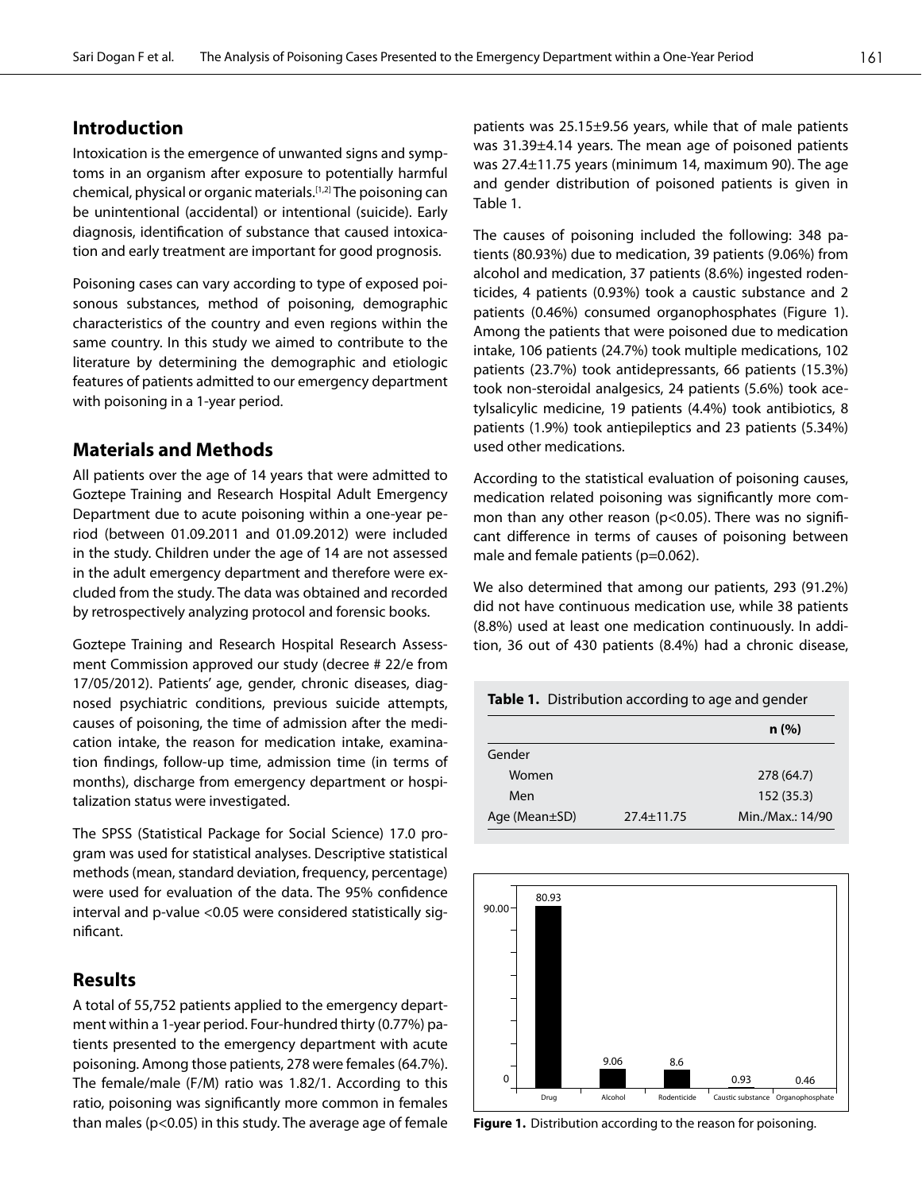## Introduction

Intoxication is the emergence of unwanted signs and symptoms in an organism after exposure to potentially harmful chemical, physical or organic materials.[1,2] The poisoning can be unintentional (accidental) or intentional (suicide). Early diagnosis, identification of substance that caused intoxication and early treatment are important for good prognosis.

Poisoning cases can vary according to type of exposed poisonous substances, method of poisoning, demographic characteristics of the country and even regions within the same country. In this study we aimed to contribute to the literature by determining the demographic and etiologic features of patients admitted to our emergency department with poisoning in a 1-year period.

## Materials and Methods

All patients over the age of 14 years that were admitted to Goztepe Training and Research Hospital Adult Emergency Department due to acute poisoning within a one-year period (between 01.09.2011 and 01.09.2012) were included in the study. Children under the age of 14 are not assessed in the adult emergency department and therefore were excluded from the study. The data was obtained and recorded by retrospectively analyzing protocol and forensic books.

Goztepe Training and Research Hospital Research Assessment Commission approved our study (decree # 22/e from 17/05/2012). Patients' age, gender, chronic diseases, diagnosed psychiatric conditions, previous suicide attempts, causes of poisoning, the time of admission after the medication intake, the reason for medication intake, examination findings, follow-up time, admission time (in terms of months), discharge from emergency department or hospitalization status were investigated.

The SPSS (Statistical Package for Social Science) 17.0 program was used for statistical analyses. Descriptive statistical methods (mean, standard deviation, frequency, percentage) were used for evaluation of the data. The 95% confidence interval and p-value <0.05 were considered statistically significant.

## Results

A total of 55,752 patients applied to the emergency department within a 1-year period. Four-hundred thirty (0.77%) patients presented to the emergency department with acute poisoning. Among those patients, 278 were females (64.7%). The female/male (F/M) ratio was 1.82/1. According to this ratio, poisoning was significantly more common in females than males ($p<0.05$) in this study. The average age of female patients was 25.15±9.56 years, while that of male patients was 31.39±4.14 years. The mean age of poisoned patients was 27.4±11.75 years (minimum 14, maximum 90). The age and gender distribution of poisoned patients is given in Table 1.

The causes of poisoning included the following: 348 patients (80.93%) due to medication, 39 patients (9.06%) from alcohol and medication, 37 patients (8.6%) ingested rodenticides, 4 patients (0.93%) took a caustic substance and 2 patients (0.46%) consumed organophosphates (Figure 1). Among the patients that were poisoned due to medication intake, 106 patients (24.7%) took multiple medications, 102 patients (23.7%) took antidepressants, 66 patients (15.3%) took non-steroidal analgesics, 24 patients (5.6%) took acetylsalicylic medicine, 19 patients (4.4%) took antibiotics, 8 patients (1.9%) took antiepileptics and 23 patients (5.34%) used other medications.

According to the statistical evaluation of poisoning causes, medication related poisoning was significantly more common than any other reason ($p<0.05$). There was no significant difference in terms of causes of poisoning between male and female patients ($p=0.062$).

We also determined that among our patients, 293 (91.2%) did not have continuous medication use, while 38 patients (8.8%) used at least one medication continuously. In addition, 36 out of 430 patients (8.4%) had a chronic disease,

**Table 1.** Distribution according to age and gender

| | | n (%) |
|---|---|---|
| Gender | | |
| Women | | 278 (64.7) |
| Men | | 152 (35.3) |
| Age (Mean±SD) | 27.4±11.75 | Min./Max.: 14/90 |

**Figure 1.** Distribution according to the reason for poisoning.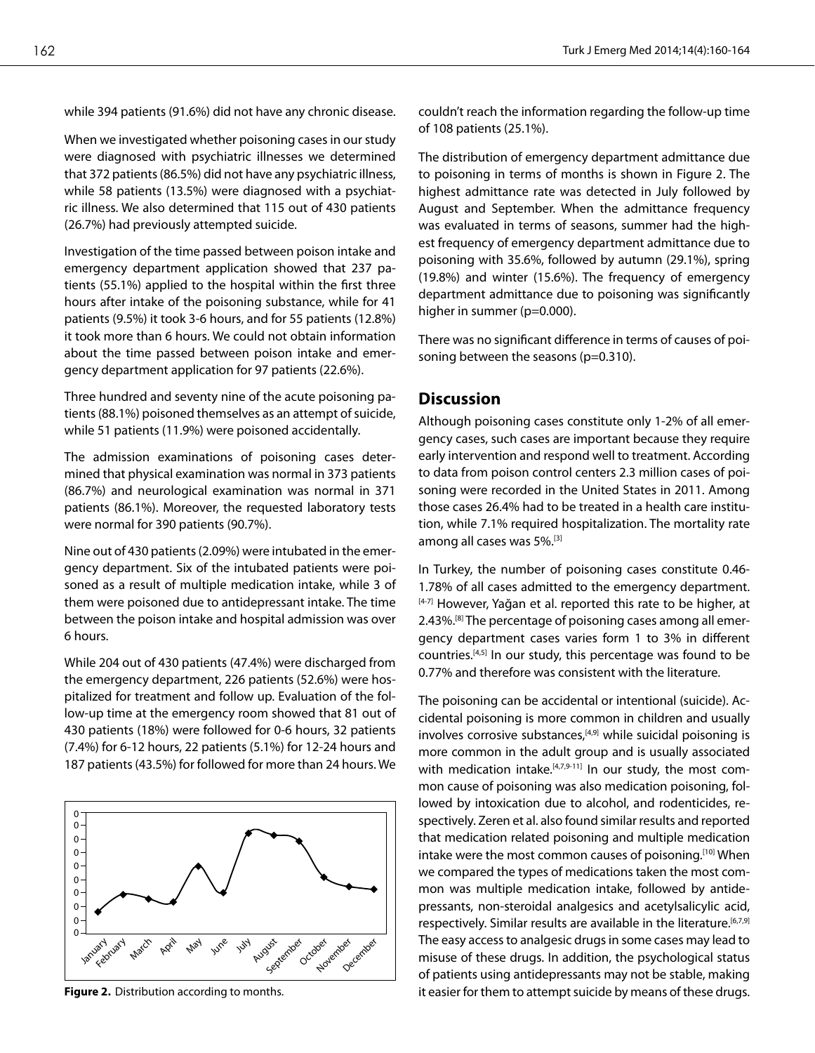while 394 patients (91.6%) did not have any chronic disease.

When we investigated whether poisoning cases in our study were diagnosed with psychiatric illnesses we determined that 372 patients (86.5%) did not have any psychiatric illness, while 58 patients (13.5%) were diagnosed with a psychiatric illness. We also determined that 115 out of 430 patients (26.7%) had previously attempted suicide.

Investigation of the time passed between poison intake and emergency department application showed that 237 patients (55.1%) applied to the hospital within the first three hours after intake of the poisoning substance, while for 41 patients (9.5%) it took 3-6 hours, and for 55 patients (12.8%) it took more than 6 hours. We could not obtain information about the time passed between poison intake and emergency department application for 97 patients (22.6%).

Three hundred and seventy nine of the acute poisoning patients (88.1%) poisoned themselves as an attempt of suicide, while 51 patients (11.9%) were poisoned accidentally.

The admission examinations of poisoning cases determined that physical examination was normal in 373 patients (86.7%) and neurological examination was normal in 371 patients (86.1%). Moreover, the requested laboratory tests were normal for 390 patients (90.7%).

Nine out of 430 patients (2.09%) were intubated in the emergency department. Six of the intubated patients were poisoned as a result of multiple medication intake, while 3 of them were poisoned due to antidepressant intake. The time between the poison intake and hospital admission was over 6 hours.

While 204 out of 430 patients (47.4%) were discharged from the emergency department, 226 patients (52.6%) were hospitalized for treatment and follow up. Evaluation of the follow-up time at the emergency room showed that 81 out of 430 patients (18%) were followed for 0-6 hours, 32 patients (7.4%) for 6-12 hours, 22 patients (5.1%) for 12-24 hours and 187 patients (43.5%) for followed for more than 24 hours. We couldn't reach the information regarding the follow-up time of 108 patients (25.1%).

**Figure 2.** Distribution according to months.

The distribution of emergency department admittance due to poisoning in terms of months is shown in Figure 2. The highest admittance rate was detected in July followed by August and September. When the admittance frequency was evaluated in terms of seasons, summer had the highest frequency of emergency department admittance due to poisoning with 35.6%, followed by autumn (29.1%), spring (19.8%) and winter (15.6%). The frequency of emergency department admittance due to poisoning was significantly higher in summer (p=0.000).

There was no significant difference in terms of causes of poisoning between the seasons (p=0.310).

## Discussion

Although poisoning cases constitute only 1-2% of all emergency cases, such cases are important because they require early intervention and respond well to treatment. According to data from poison control centers 2.3 million cases of poisoning were recorded in the United States in 2011. Among those cases 26.4% had to be treated in a health care institution, while 7.1% required hospitalization. The mortality rate among all cases was 5%.[3]

In Turkey, the number of poisoning cases constitute 0.46-1.78% of all cases admitted to the emergency department.[4-7] However, Yağan et al. reported this rate to be higher, at 2.43%.[8] The percentage of poisoning cases among all emergency department cases varies form 1 to 3% in different countries.[4,5] In our study, this percentage was found to be 0.77% and therefore was consistent with the literature.

The poisoning can be accidental or intentional (suicide). Accidental poisoning is more common in children and usually involves corrosive substances,[4,9] while suicidal poisoning is more common in the adult group and is usually associated with medication intake.[4,7,9-11] In our study, the most common cause of poisoning was also medication poisoning, followed by intoxication due to alcohol, and rodenticides, respectively. Zeren et al. also found similar results and reported that medication related poisoning and multiple medication intake were the most common causes of poisoning.[10] When we compared the types of medications taken the most common was multiple medication intake, followed by antidepressants, non-steroidal analgesics and acetylsalicylic acid, respectively. Similar results are available in the literature.[6,7,9] The easy access to analgesic drugs in some cases may lead to misuse of these drugs. In addition, the psychological status of patients using antidepressants may not be stable, making it easier for them to attempt suicide by means of these drugs.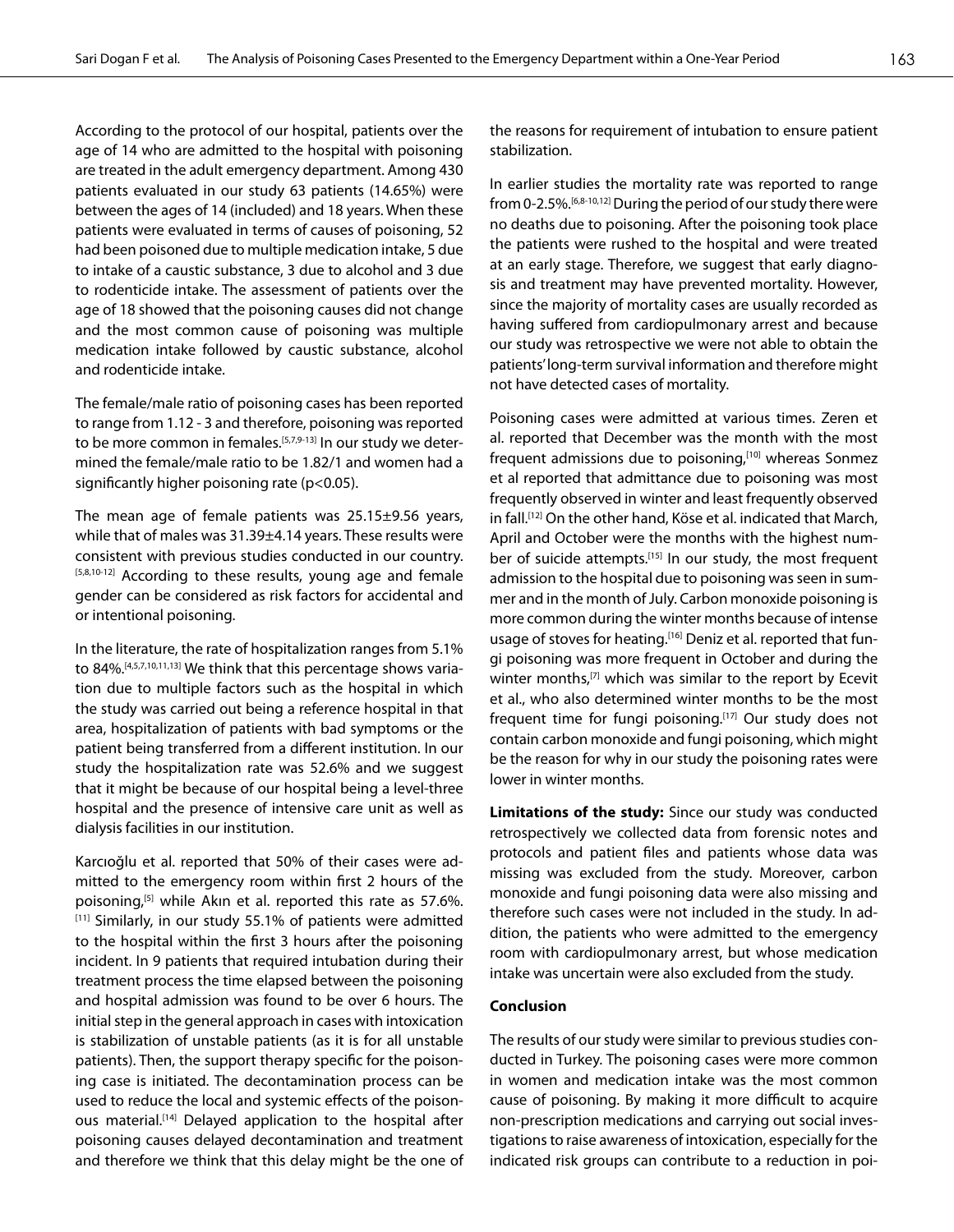According to the protocol of our hospital, patients over the age of 14 who are admitted to the hospital with poisoning are treated in the adult emergency department. Among 430 patients evaluated in our study 63 patients (14.65%) were between the ages of 14 (included) and 18 years. When these patients were evaluated in terms of causes of poisoning, 52 had been poisoned due to multiple medication intake, 5 due to intake of a caustic substance, 3 due to alcohol and 3 due to rodenticide intake. The assessment of patients over the age of 18 showed that the poisoning causes did not change and the most common cause of poisoning was multiple medication intake followed by caustic substance, alcohol and rodenticide intake.

The female/male ratio of poisoning cases has been reported to range from 1.12 - 3 and therefore, poisoning was reported to be more common in females.[5,7,9-13] In our study we determined the female/male ratio to be 1.82/1 and women had a significantly higher poisoning rate ($p<0.05$).

The mean age of female patients was 25.15±9.56 years, while that of males was 31.39±4.14 years. These results were consistent with previous studies conducted in our country.[5,8,10-12] According to these results, young age and female gender can be considered as risk factors for accidental and or intentional poisoning.

In the literature, the rate of hospitalization ranges from 5.1% to 84%.[4,5,7,10,11,13] We think that this percentage shows variation due to multiple factors such as the hospital in which the study was carried out being a reference hospital in that area, hospitalization of patients with bad symptoms or the patient being transferred from a different institution. In our study the hospitalization rate was 52.6% and we suggest that it might be because of our hospital being a level-three hospital and the presence of intensive care unit as well as dialysis facilities in our institution.

Karcıoğlu et al. reported that 50% of their cases were admitted to the emergency room within first 2 hours of the poisoning,[5] while Akın et al. reported this rate as 57.6%.[11] Similarly, in our study 55.1% of patients were admitted to the hospital within the first 3 hours after the poisoning incident. In 9 patients that required intubation during their treatment process the time elapsed between the poisoning and hospital admission was found to be over 6 hours. The initial step in the general approach in cases with intoxication is stabilization of unstable patients (as it is for all unstable patients). Then, the support therapy specific for the poisoning case is initiated. The decontamination process can be used to reduce the local and systemic effects of the poisonous material.[14] Delayed application to the hospital after poisoning causes delayed decontamination and treatment and therefore we think that this delay might be the one of the reasons for requirement of intubation to ensure patient stabilization.

In earlier studies the mortality rate was reported to range from 0-2.5%.[6,8-10,12] During the period of our study there were no deaths due to poisoning. After the poisoning took place the patients were rushed to the hospital and were treated at an early stage. Therefore, we suggest that early diagnosis and treatment may have prevented mortality. However, since the majority of mortality cases are usually recorded as having suffered from cardiopulmonary arrest and because our study was retrospective we were not able to obtain the patients' long-term survival information and therefore might not have detected cases of mortality.

Poisoning cases were admitted at various times. Zeren et al. reported that December was the month with the most frequent admissions due to poisoning,[10] whereas Sonmez et al reported that admittance due to poisoning was most frequently observed in winter and least frequently observed in fall.[12] On the other hand, Köse et al. indicated that March, April and October were the months with the highest number of suicide attempts.[15] In our study, the most frequent admission to the hospital due to poisoning was seen in summer and in the month of July. Carbon monoxide poisoning is more common during the winter months because of intense usage of stoves for heating.[16] Deniz et al. reported that fungi poisoning was more frequent in October and during the winter months,[7] which was similar to the report by Ecevit et al., who also determined winter months to be the most frequent time for fungi poisoning.[17] Our study does not contain carbon monoxide and fungi poisoning, which might be the reason for why in our study the poisoning rates were lower in winter months.

**Limitations of the study:** Since our study was conducted retrospectively we collected data from forensic notes and protocols and patient files and patients whose data was missing was excluded from the study. Moreover, carbon monoxide and fungi poisoning data were also missing and therefore such cases were not included in the study. In addition, the patients who were admitted to the emergency room with cardiopulmonary arrest, but whose medication intake was uncertain were also excluded from the study.

## Conclusion

The results of our study were similar to previous studies conducted in Turkey. The poisoning cases were more common in women and medication intake was the most common cause of poisoning. By making it more difficult to acquire non-prescription medications and carrying out social investigations to raise awareness of intoxication, especially for the indicated risk groups can contribute to a reduction in poi-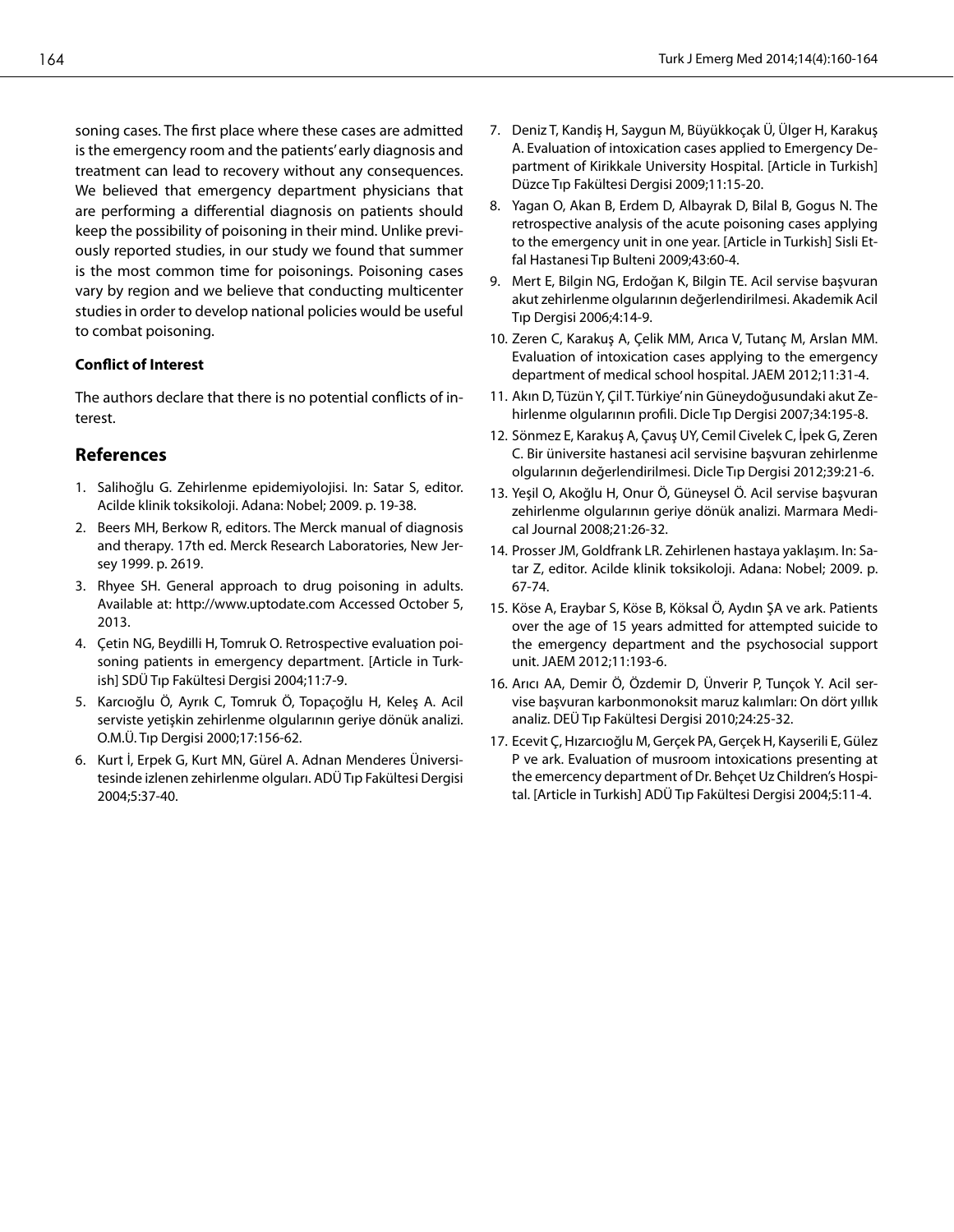soning cases. The first place where these cases are admitted is the emergency room and the patients' early diagnosis and treatment can lead to recovery without any consequences. We believed that emergency department physicians that are performing a differential diagnosis on patients should keep the possibility of poisoning in their mind. Unlike previously reported studies, in our study we found that summer is the most common time for poisonings. Poisoning cases vary by region and we believe that conducting multicenter studies in order to develop national policies would be useful to combat poisoning.

**Conflict of Interest**

The authors declare that there is no potential conflicts of interest.

## References

1. Salihoğlu G. Zehirlenme epidemiyolojisi. In: Satar S, editor. Acilde klinik toksikoloji. Adana: Nobel; 2009. p. 19-38.
2. Beers MH, Berkow R, editors. The Merck manual of diagnosis and therapy. 17th ed. Merck Research Laboratories, New Jersey 1999. p. 2619.
3. Rhyee SH. General approach to drug poisoning in adults. Available at: http://www.uptodate.com Accessed October 5, 2013.
4. Çetin NG, Beydilli H, Tomruk O. Retrospective evaluation poisoning patients in emergency department. [Article in Turkish] SDÜ Tıp Fakültesi Dergisi 2004;11:7-9.
5. Karcıoğlu Ö, Ayrık C, Tomruk Ö, Topaçoğlu H, Keleş A. Acil serviste yetişkin zehirlenme olgularının geriye dönük analizi. O.M.Ü. Tıp Dergisi 2000;17:156-62.
6. Kurt İ, Erpek G, Kurt MN, Gürel A. Adnan Menderes Üniversitesinde izlenen zehirlenme olguları. ADÜ Tıp Fakültesi Dergisi 2004;5:37-40.
7. Deniz T, Kandiş H, Saygun M, Büyükkoçak Ü, Ülger H, Karakuş A. Evaluation of intoxication cases applied to Emergency Department of Kirikkale University Hospital. [Article in Turkish] Düzce Tıp Fakültesi Dergisi 2009;11:15-20.
8. Yagan O, Akan B, Erdem D, Albayrak D, Bilal B, Gogus N. The retrospective analysis of the acute poisoning cases applying to the emergency unit in one year. [Article in Turkish] Sisli Etfal Hastanesi Tıp Bulteni 2009;43:60-4.
9. Mert E, Bilgin NG, Erdoğan K, Bilgin TE. Acil servise başvuran akut zehirlenme olgularının değerlendirilmesi. Akademik Acil Tıp Dergisi 2006;4:14-9.
10. Zeren C, Karakuş A, Çelik MM, Arıca V, Tutanç M, Arslan MM. Evaluation of intoxication cases applying to the emergency department of medical school hospital. JAEM 2012;11:31-4.
11. Akın D, Tüzün Y, Çil T. Türkiye' nin Güneydoğusundaki akut Zehirlenme olgularının profili. Dicle Tıp Dergisi 2007;34:195-8.
12. Sönmez E, Karakuş A, Çavuş UY, Cemil Civelek C, İpek G, Zeren C. Bir üniversite hastanesi acil servisine başvuran zehirlenme olgularının değerlendirilmesi. Dicle Tıp Dergisi 2012;39:21-6.
13. Yeşil O, Akoğlu H, Onur Ö, Güneysel Ö. Acil servise başvuran zehirlenme olgularının geriye dönük analizi. Marmara Medical Journal 2008;21:26-32.
14. Prosser JM, Goldfrank LR. Zehirlenen hastaya yaklaşım. In: Satar Z, editor. Acilde klinik toksikoloji. Adana: Nobel; 2009. p. 67-74.
15. Köse A, Eraybar S, Köse B, Köksal Ö, Aydın ŞA ve ark. Patients over the age of 15 years admitted for attempted suicide to the emergency department and the psychosocial support unit. JAEM 2012;11:193-6.
16. Arıcı AA, Demir Ö, Özdemir D, Ünverir P, Tunçok Y. Acil servise başvuran karbonmonoksit maruz kalımları: On dört yıllık analiz. DEÜ Tıp Fakültesi Dergisi 2010;24:25-32.
17. Ecevit Ç, Hızarcıoğlu M, Gerçek PA, Gerçek H, Kayserili E, Gülez P ve ark. Evaluation of musroom intoxications presenting at the emercency department of Dr. Behçet Uz Children's Hospital. [Article in Turkish] ADÜ Tıp Fakültesi Dergisi 2004;5:11-4.